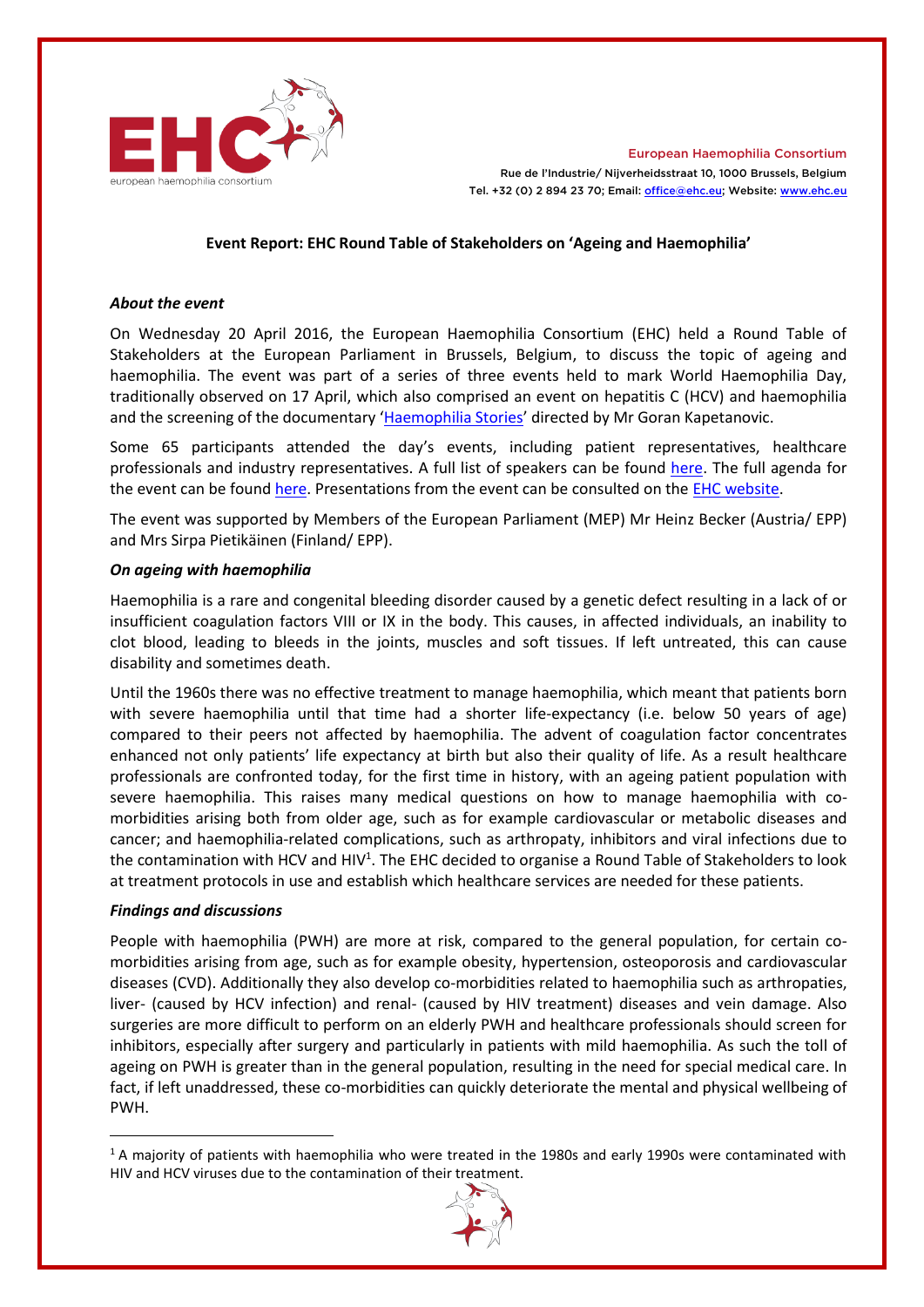European Haemophilia Consortium
Rue de l'Industrie/ Nijverheidsstraat 10, 1000 Brussels, Belgium
Tel. +32 (0) 2 894 23 70; Email: office@ehc.eu; Website: www.ehc.eu

**Event Report: EHC Round Table of Stakeholders on 'Ageing and Haemophilia'**

***About the event***

On Wednesday 20 April 2016, the European Haemophilia Consortium (EHC) held a Round Table of Stakeholders at the European Parliament in Brussels, Belgium, to discuss the topic of ageing and haemophilia. The event was part of a series of three events held to mark World Haemophilia Day, traditionally observed on 17 April, which also comprised an event on hepatitis C (HCV) and haemophilia and the screening of the documentary 'Haemophilia Stories' directed by Mr Goran Kapetanovic.

Some 65 participants attended the day's events, including patient representatives, healthcare professionals and industry representatives. A full list of speakers can be found here. The full agenda for the event can be found here. Presentations from the event can be consulted on the EHC website.

The event was supported by Members of the European Parliament (MEP) Mr Heinz Becker (Austria/ EPP) and Mrs Sirpa Pietikäinen (Finland/ EPP).

***On ageing with haemophilia***

Haemophilia is a rare and congenital bleeding disorder caused by a genetic defect resulting in a lack of or insufficient coagulation factors VIII or IX in the body. This causes, in affected individuals, an inability to clot blood, leading to bleeds in the joints, muscles and soft tissues. If left untreated, this can cause disability and sometimes death.

Until the 1960s there was no effective treatment to manage haemophilia, which meant that patients born with severe haemophilia until that time had a shorter life-expectancy (i.e. below 50 years of age) compared to their peers not affected by haemophilia. The advent of coagulation factor concentrates enhanced not only patients' life expectancy at birth but also their quality of life. As a result healthcare professionals are confronted today, for the first time in history, with an ageing patient population with severe haemophilia. This raises many medical questions on how to manage haemophilia with co-morbidities arising both from older age, such as for example cardiovascular or metabolic diseases and cancer; and haemophilia-related complications, such as arthropaty, inhibitors and viral infections due to the contamination with HCV and HIV[1]. The EHC decided to organise a Round Table of Stakeholders to look at treatment protocols in use and establish which healthcare services are needed for these patients.

***Findings and discussions***

People with haemophilia (PWH) are more at risk, compared to the general population, for certain co-morbidities arising from age, such as for example obesity, hypertension, osteoporosis and cardiovascular diseases (CVD). Additionally they also develop co-morbidities related to haemophilia such as arthropaties, liver- (caused by HCV infection) and renal- (caused by HIV treatment) diseases and vein damage. Also surgeries are more difficult to perform on an elderly PWH and healthcare professionals should screen for inhibitors, especially after surgery and particularly in patients with mild haemophilia. As such the toll of ageing on PWH is greater than in the general population, resulting in the need for special medical care. In fact, if left unaddressed, these co-morbidities can quickly deteriorate the mental and physical wellbeing of PWH.

[1] A majority of patients with haemophilia who were treated in the 1980s and early 1990s were contaminated with HIV and HCV viruses due to the contamination of their treatment.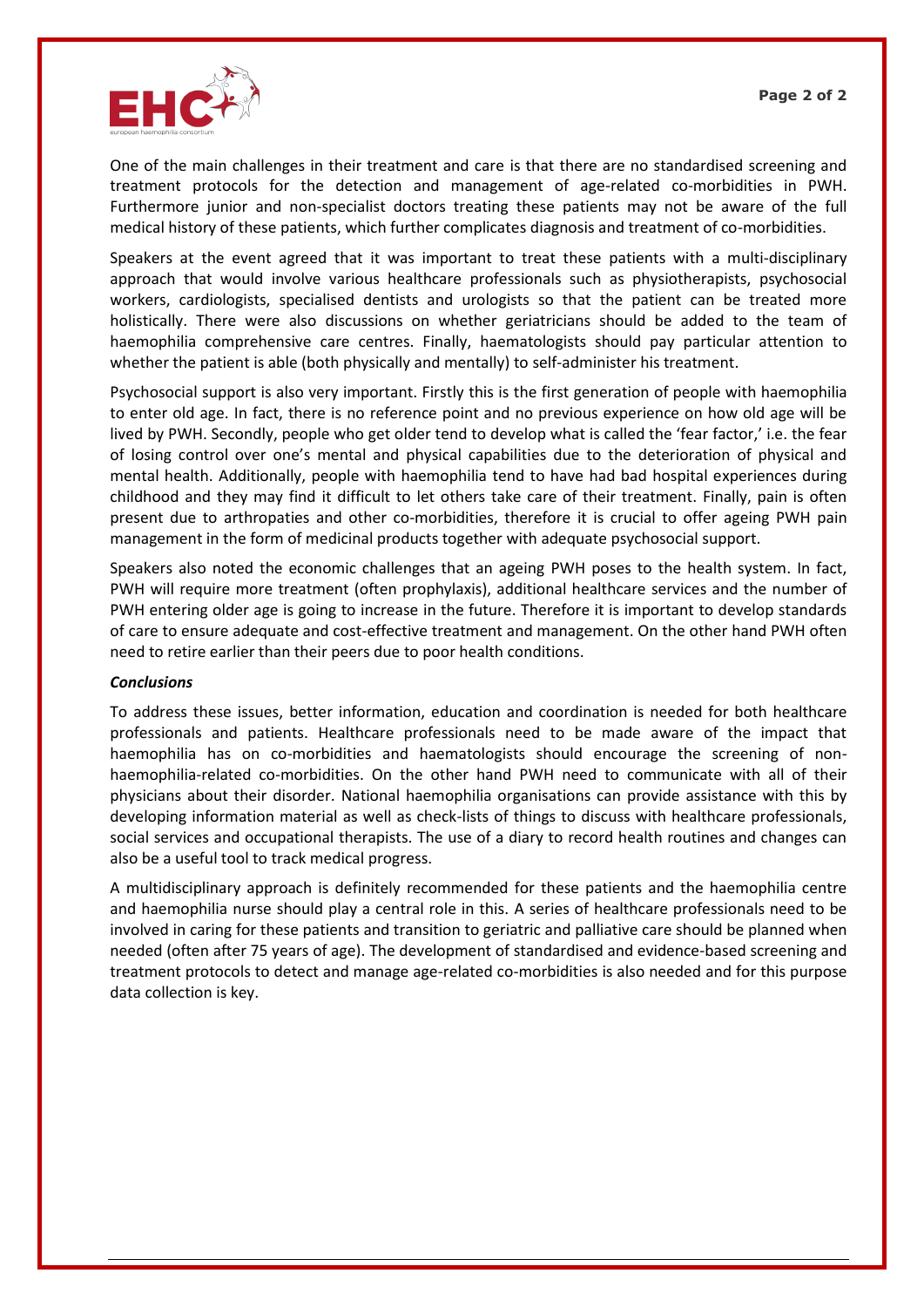One of the main challenges in their treatment and care is that there are no standardised screening and treatment protocols for the detection and management of age-related co-morbidities in PWH. Furthermore junior and non-specialist doctors treating these patients may not be aware of the full medical history of these patients, which further complicates diagnosis and treatment of co-morbidities.

Speakers at the event agreed that it was important to treat these patients with a multi-disciplinary approach that would involve various healthcare professionals such as physiotherapists, psychosocial workers, cardiologists, specialised dentists and urologists so that the patient can be treated more holistically. There were also discussions on whether geriatricians should be added to the team of haemophilia comprehensive care centres. Finally, haematologists should pay particular attention to whether the patient is able (both physically and mentally) to self-administer his treatment.

Psychosocial support is also very important. Firstly this is the first generation of people with haemophilia to enter old age. In fact, there is no reference point and no previous experience on how old age will be lived by PWH. Secondly, people who get older tend to develop what is called the 'fear factor,' i.e. the fear of losing control over one's mental and physical capabilities due to the deterioration of physical and mental health. Additionally, people with haemophilia tend to have had bad hospital experiences during childhood and they may find it difficult to let others take care of their treatment. Finally, pain is often present due to arthropaties and other co-morbidities, therefore it is crucial to offer ageing PWH pain management in the form of medicinal products together with adequate psychosocial support.

Speakers also noted the economic challenges that an ageing PWH poses to the health system. In fact, PWH will require more treatment (often prophylaxis), additional healthcare services and the number of PWH entering older age is going to increase in the future. Therefore it is important to develop standards of care to ensure adequate and cost-effective treatment and management. On the other hand PWH often need to retire earlier than their peers due to poor health conditions.

***Conclusions***

To address these issues, better information, education and coordination is needed for both healthcare professionals and patients. Healthcare professionals need to be made aware of the impact that haemophilia has on co-morbidities and haematologists should encourage the screening of non-haemophilia-related co-morbidities. On the other hand PWH need to communicate with all of their physicians about their disorder. National haemophilia organisations can provide assistance with this by developing information material as well as check-lists of things to discuss with healthcare professionals, social services and occupational therapists. The use of a diary to record health routines and changes can also be a useful tool to track medical progress.

A multidisciplinary approach is definitely recommended for these patients and the haemophilia centre and haemophilia nurse should play a central role in this. A series of healthcare professionals need to be involved in caring for these patients and transition to geriatric and palliative care should be planned when needed (often after 75 years of age). The development of standardised and evidence-based screening and treatment protocols to detect and manage age-related co-morbidities is also needed and for this purpose data collection is key.